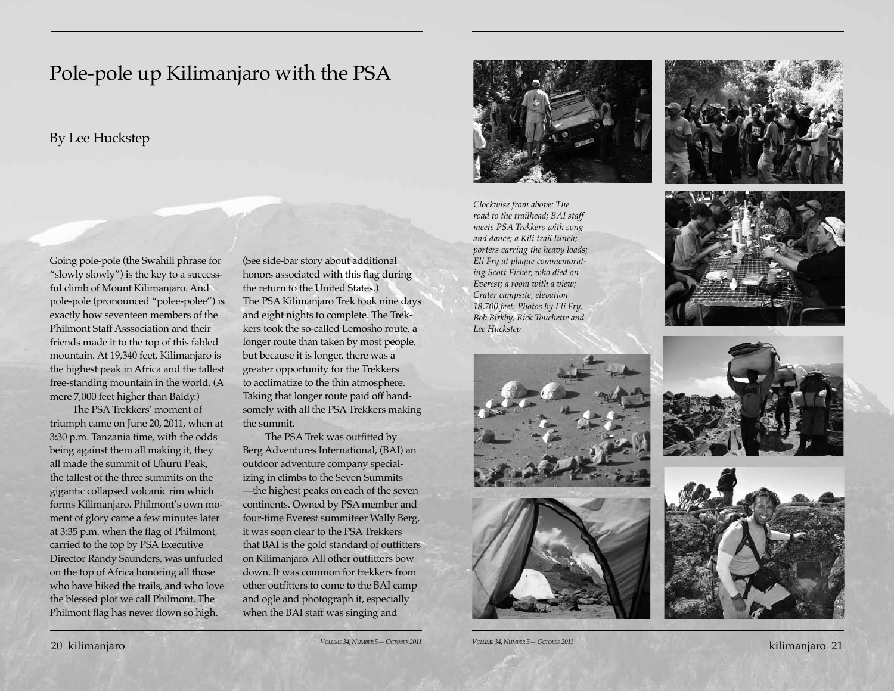# Pole-pole up Kilimanjaro with the PSA

By Lee Huckstep

Going pole-pole (the Swahili phrase for "slowly slowly") is the key to a successful climb of Mount Kilimanjaro. And pole-pole (pronounced "polee-polee") is exactly how seventeen members of the Philmont Staff Asssociation and their friends made it to the top of this fabled mountain. At 19,340 feet, Kilimanjaro is the highest peak in Africa and the tallest free-standing mountain in the world. (A mere 7,000 feet higher than Baldy.)

The PSA Trekkers' moment of triumph came on June 20, 2011, when at 3:30 p.m. Tanzania time, with the odds being against them all making it, they all made the summit of Uhuru Peak, the tallest of the three summits on the gigantic collapsed volcanic rim which forms Kilimanjaro. Philmont's own moment of glory came a few minutes later at 3:35 p.m. when the flag of Philmont, carried to the top by PSA Executive Director Randy Saunders, was unfurled on the top of Africa honoring all those who have hiked the trails, and who love the blessed plot we call Philmont. The Philmont flag has never flown so high. (See side-bar story about additional honors associated with this flag during the return to the United States.)

The PSA Kilimanjaro Trek took nine days and eight nights to complete. The Trekkers took the so-called Lemosho route, a longer route than taken by most people, but because it is longer, there was a greater opportunity for the Trekkers to acclimatize to the thin atmosphere. Taking that longer route paid off handsomely with all the PSA Trekkers making the summit.

The PSA Trek was outfitted by Berg Adventures International, (BAI) an outdoor adventure company specializing in climbs to the Seven Summits —the highest peaks on each of the seven continents. Owned by PSA member and four-time Everest summiteer Wally Berg, it was soon clear to the PSA Trekkers that BAI is the gold standard of outfitters on Kilimanjaro. All other outfitters bow down. It was common for trekkers from other outfitters to come to the BAI camp and ogle and photograph it, especially when the BAI staff was singing and

*Clockwise from above: The road to the trailhead; BAI staff meets PSA Trekkers with song and dance; a Kili trail lunch; porters carring the heavy loads; Eli Fry at plaque commemorating Scott Fisher, who died on Everest; a room with a view; Crater campsite, elevation 18,700 feet. Photos by Eli Fry, Bob Birkby, Rick Touchette and Lee Huckstep*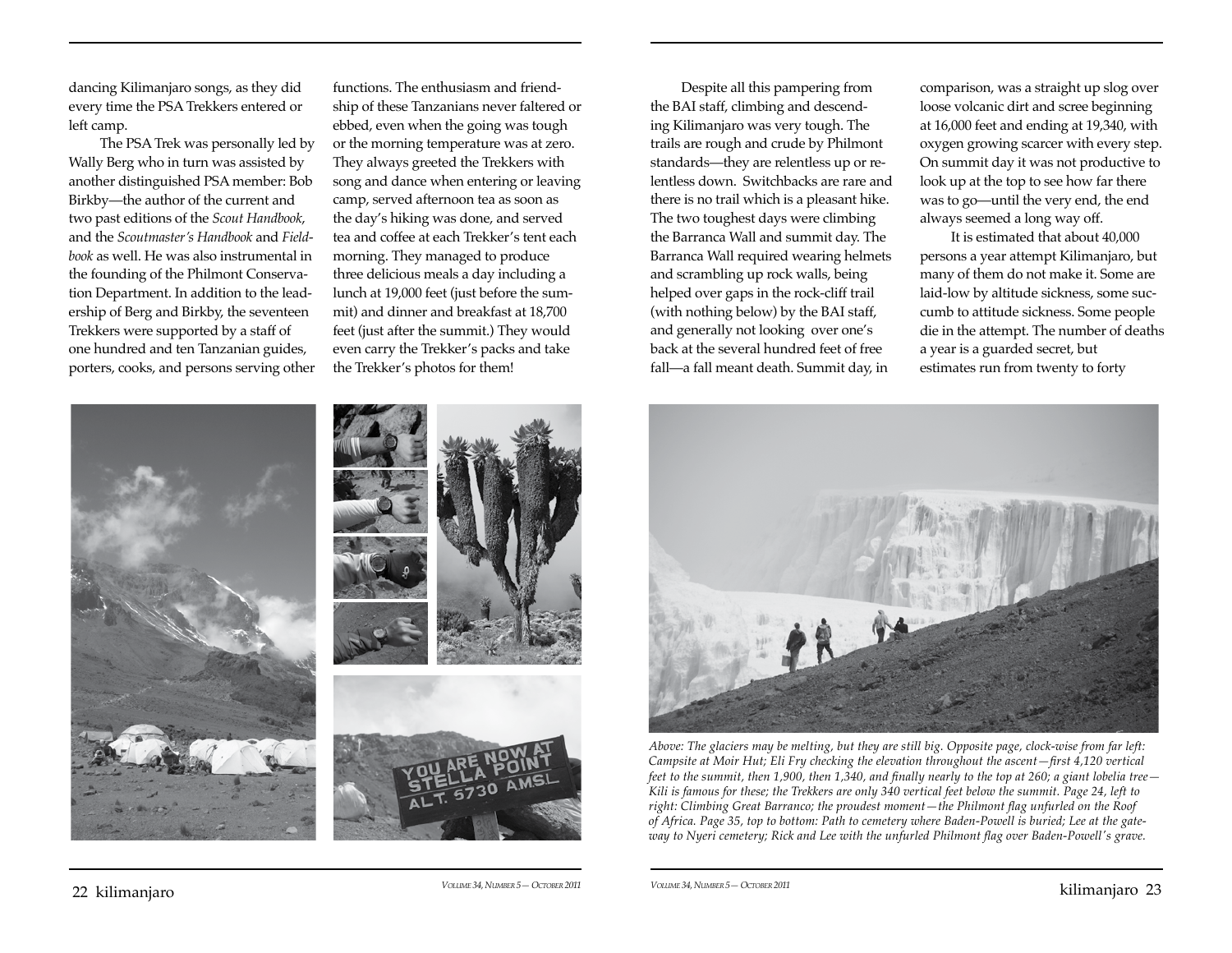dancing Kilimanjaro songs, as they did every time the PSA Trekkers entered or left camp.

The PSA Trek was personally led by Wally Berg who in turn was assisted by another distinguished PSA member: Bob Birkby—the author of the current and two past editions of the *Scout Handbook*, and the *Scoutmaster's Handbook* and *Fieldbook* as well. He was also instrumental in the founding of the Philmont Conservation Department. In addition to the leadership of Berg and Birkby, the seventeen Trekkers were supported by a staff of one hundred and ten Tanzanian guides, porters, cooks, and persons serving other functions. The enthusiasm and friendship of these Tanzanians never faltered or ebbed, even when the going was tough or the morning temperature was at zero. They always greeted the Trekkers with song and dance when entering or leaving camp, served afternoon tea as soon as the day's hiking was done, and served tea and coffee at each Trekker's tent each morning. They managed to produce three delicious meals a day including a lunch at 19,000 feet (just before the summit) and dinner and breakfast at 18,700 feet (just after the summit.) They would even carry the Trekker's packs and take the Trekker's photos for them!

Despite all this pampering from the BAI staff, climbing and descending Kilimanjaro was very tough. The trails are rough and crude by Philmont standards—they are relentless up or relentless down. Switchbacks are rare and there is no trail which is a pleasant hike. The two toughest days were climbing the Barranca Wall and summit day. The Barranca Wall required wearing helmets and scrambling up rock walls, being helped over gaps in the rock-cliff trail (with nothing below) by the BAI staff, and generally not looking over one's back at the several hundred feet of free fall—a fall meant death. Summit day, in comparison, was a straight up slog over loose volcanic dirt and scree beginning at 16,000 feet and ending at 19,340, with oxygen growing scarcer with every step. On summit day it was not productive to look up at the top to see how far there was to go—until the very end, the end always seemed a long way off.

It is estimated that about 40,000 persons a year attempt Kilimanjaro, but many of them do not make it. Some are laid-low by altitude sickness, some succumb to attitude sickness. Some people die in the attempt. The number of deaths a year is a guarded secret, but estimates run from twenty to forty

*Above: The glaciers may be melting, but they are still big. Opposite page, clock-wise from far left: Campsite at Moir Hut; Eli Fry checking the elevation throughout the ascent—first 4,120 vertical feet to the summit, then 1,900, then 1,340, and finally nearly to the top at 260; a giant lobelia tree—Kili is famous for these; the Trekkers are only 340 vertical feet below the summit. Page 24, left to right: Climbing Great Barranco; the proudest moment—the Philmont flag unfurled on the Roof of Africa. Page 35, top to bottom: Path to cemetery where Baden-Powell is buried; Lee at the gateway to Nyeri cemetery; Rick and Lee with the unfurled Philmont flag over Baden-Powell's grave.*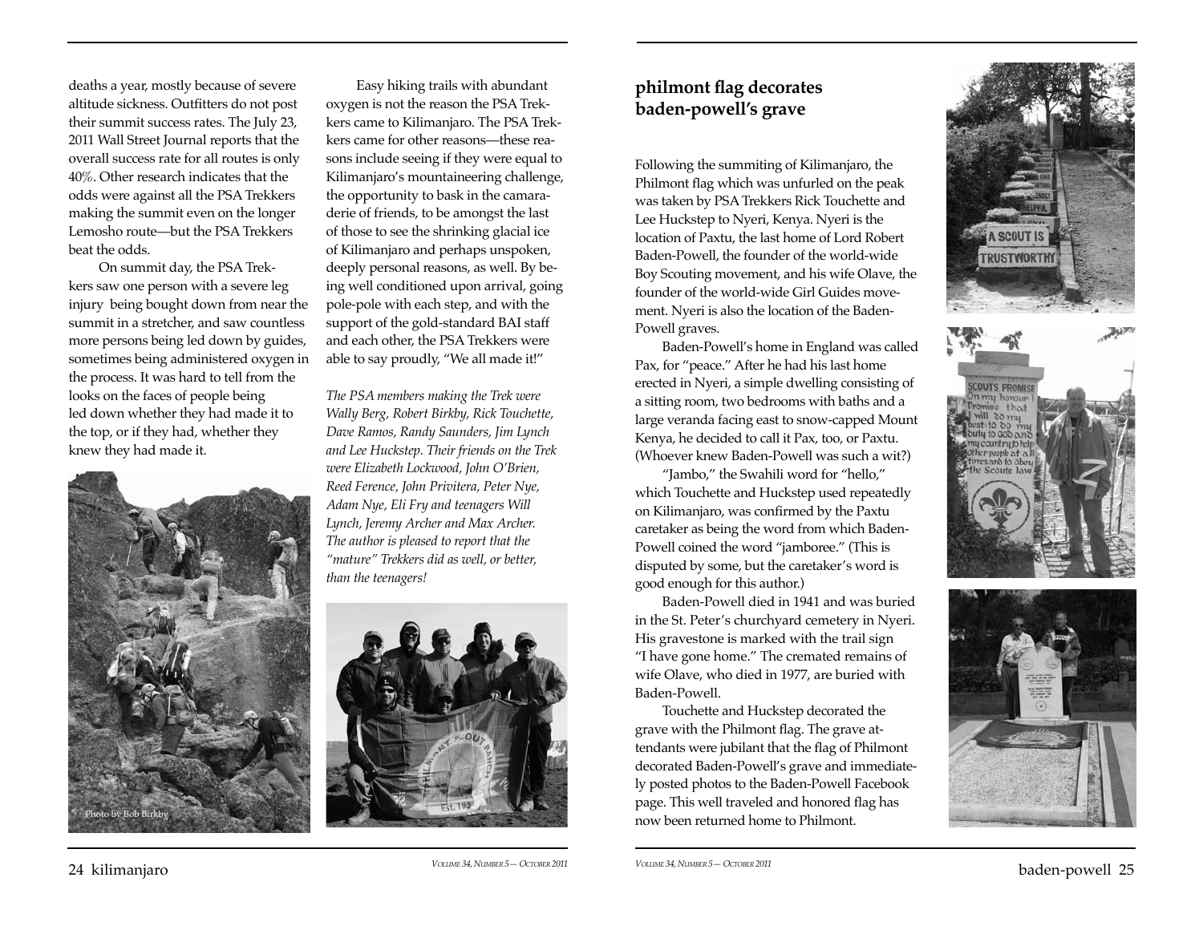deaths a year, mostly because of severe altitude sickness. Outfitters do not post their summit success rates. The July 23, 2011 Wall Street Journal reports that the overall success rate for all routes is only 40%. Other research indicates that the odds were against all the PSA Trekkers making the summit even on the longer Lemosho route—but the PSA Trekkers beat the odds.

On summit day, the PSA Trekkers saw one person with a severe leg injury being bought down from near the summit in a stretcher, and saw countless more persons being led down by guides, sometimes being administered oxygen in the process. It was hard to tell from the looks on the faces of people being led down whether they had made it to the top, or if they had, whether they knew they had made it.

Photo by Bob Birkby

Easy hiking trails with abundant oxygen is not the reason the PSA Trekkers came to Kilimanjaro. The PSA Trekkers came for other reasons—these reasons include seeing if they were equal to Kilimanjaro's mountaineering challenge, the opportunity to bask in the camaraderie of friends, to be amongst the last of those to see the shrinking glacial ice of Kilimanjaro and perhaps unspoken, deeply personal reasons, as well. By being well conditioned upon arrival, going pole-pole with each step, and with the support of the gold-standard BAI staff and each other, the PSA Trekkers were able to say proudly, "We all made it!"

*The PSA members making the Trek were Wally Berg, Robert Birkby, Rick Touchette, Dave Ramos, Randy Saunders, Jim Lynch and Lee Huckstep. Their friends on the Trek were Elizabeth Lockwood, John O'Brien, Reed Ference, John Privitera, Peter Nye, Adam Nye, Eli Fry and teenagers Will Lynch, Jeremy Archer and Max Archer. The author is pleased to report that the "mature" Trekkers did as well, or better, than the teenagers!*

## philmont flag decorates baden-powell's grave

Following the summiting of Kilimanjaro, the Philmont flag which was unfurled on the peak was taken by PSA Trekkers Rick Touchette and Lee Huckstep to Nyeri, Kenya. Nyeri is the location of Paxtu, the last home of Lord Robert Baden-Powell, the founder of the world-wide Boy Scouting movement, and his wife Olave, the founder of the world-wide Girl Guides movement. Nyeri is also the location of the Baden-Powell graves.

Baden-Powell's home in England was called Pax, for "peace." After he had his last home erected in Nyeri, a simple dwelling consisting of a sitting room, two bedrooms with baths and a large veranda facing east to snow-capped Mount Kenya, he decided to call it Pax, too, or Paxtu. (Whoever knew Baden-Powell was such a wit?)

"Jambo," the Swahili word for "hello," which Touchette and Huckstep used repeatedly on Kilimanjaro, was confirmed by the Paxtu caretaker as being the word from which Baden-Powell coined the word "jamboree." (This is disputed by some, but the caretaker's word is good enough for this author.)

Baden-Powell died in 1941 and was buried in the St. Peter's churchyard cemetery in Nyeri. His gravestone is marked with the trail sign "I have gone home." The cremated remains of wife Olave, who died in 1977, are buried with Baden-Powell.

Touchette and Huckstep decorated the grave with the Philmont flag. The grave attendants were jubilant that the flag of Philmont decorated Baden-Powell's grave and immediately posted photos to the Baden-Powell Facebook page. This well traveled and honored flag has now been returned home to Philmont.